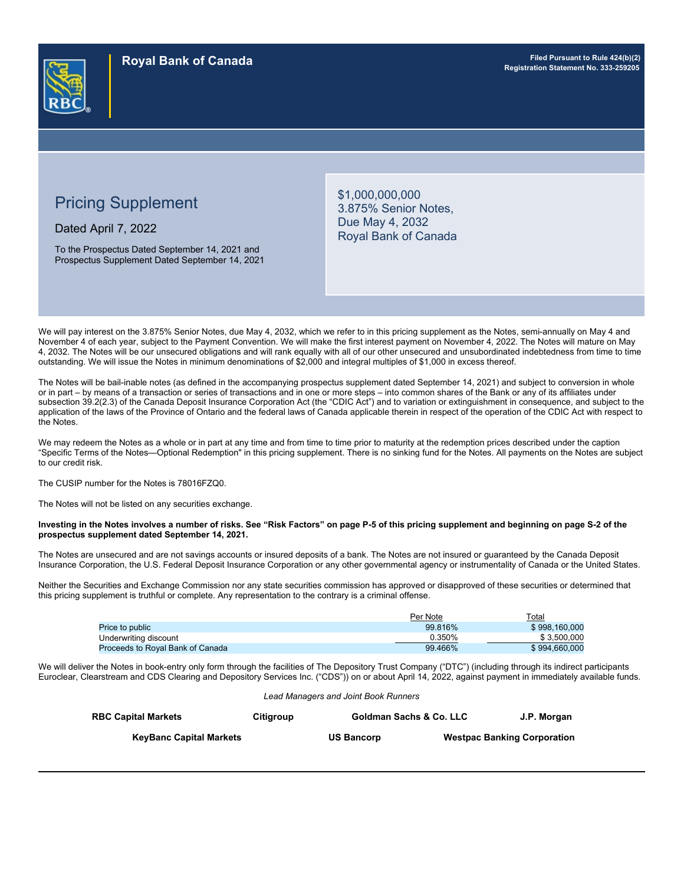**Royal Bank of Canada**

**Filed Pursuant to Rule 424(b)(2)**
**Registration Statement No. 333-259205**

# Pricing Supplement

Dated April 7, 2022

To the Prospectus Dated September 14, 2021 and Prospectus Supplement Dated September 14, 2021

$1,000,000,000
3.875% Senior Notes,
Due May 4, 2032
Royal Bank of Canada

We will pay interest on the 3.875% Senior Notes, due May 4, 2032, which we refer to in this pricing supplement as the Notes, semi-annually on May 4 and November 4 of each year, subject to the Payment Convention. We will make the first interest payment on November 4, 2022. The Notes will mature on May 4, 2032. The Notes will be our unsecured obligations and will rank equally with all of our other unsecured and unsubordinated indebtedness from time to time outstanding. We will issue the Notes in minimum denominations of $2,000 and integral multiples of $1,000 in excess thereof.

The Notes will be bail-inable notes (as defined in the accompanying prospectus supplement dated September 14, 2021) and subject to conversion in whole or in part – by means of a transaction or series of transactions and in one or more steps – into common shares of the Bank or any of its affiliates under subsection 39.2(2.3) of the Canada Deposit Insurance Corporation Act (the "CDIC Act") and to variation or extinguishment in consequence, and subject to the application of the laws of the Province of Ontario and the federal laws of Canada applicable therein in respect of the operation of the CDIC Act with respect to the Notes.

We may redeem the Notes as a whole or in part at any time and from time to time prior to maturity at the redemption prices described under the caption "Specific Terms of the Notes—Optional Redemption" in this pricing supplement. There is no sinking fund for the Notes. All payments on the Notes are subject to our credit risk.

The CUSIP number for the Notes is 78016FZQ0.

The Notes will not be listed on any securities exchange.

**Investing in the Notes involves a number of risks. See "Risk Factors" on page P-5 of this pricing supplement and beginning on page S-2 of the prospectus supplement dated September 14, 2021.**

The Notes are unsecured and are not savings accounts or insured deposits of a bank. The Notes are not insured or guaranteed by the Canada Deposit Insurance Corporation, the U.S. Federal Deposit Insurance Corporation or any other governmental agency or instrumentality of Canada or the United States.

Neither the Securities and Exchange Commission nor any state securities commission has approved or disapproved of these securities or determined that this pricing supplement is truthful or complete. Any representation to the contrary is a criminal offense.

| | Per Note | Total |
|---|---|---|
| Price to public | 99.816% | $ 998,160,000 |
| Underwriting discount | 0.350% | $ 3,500,000 |
| Proceeds to Royal Bank of Canada | 99.466% | $ 994,660,000 |

We will deliver the Notes in book-entry only form through the facilities of The Depository Trust Company ("DTC") (including through its indirect participants Euroclear, Clearstream and CDS Clearing and Depository Services Inc. ("CDS")) on or about April 14, 2022, against payment in immediately available funds.

*Lead Managers and Joint Book Runners*

**RBC Capital Markets** **Citigroup** **Goldman Sachs & Co. LLC** **J.P. Morgan**

**KeyBanc Capital Markets** **US Bancorp** **Westpac Banking Corporation**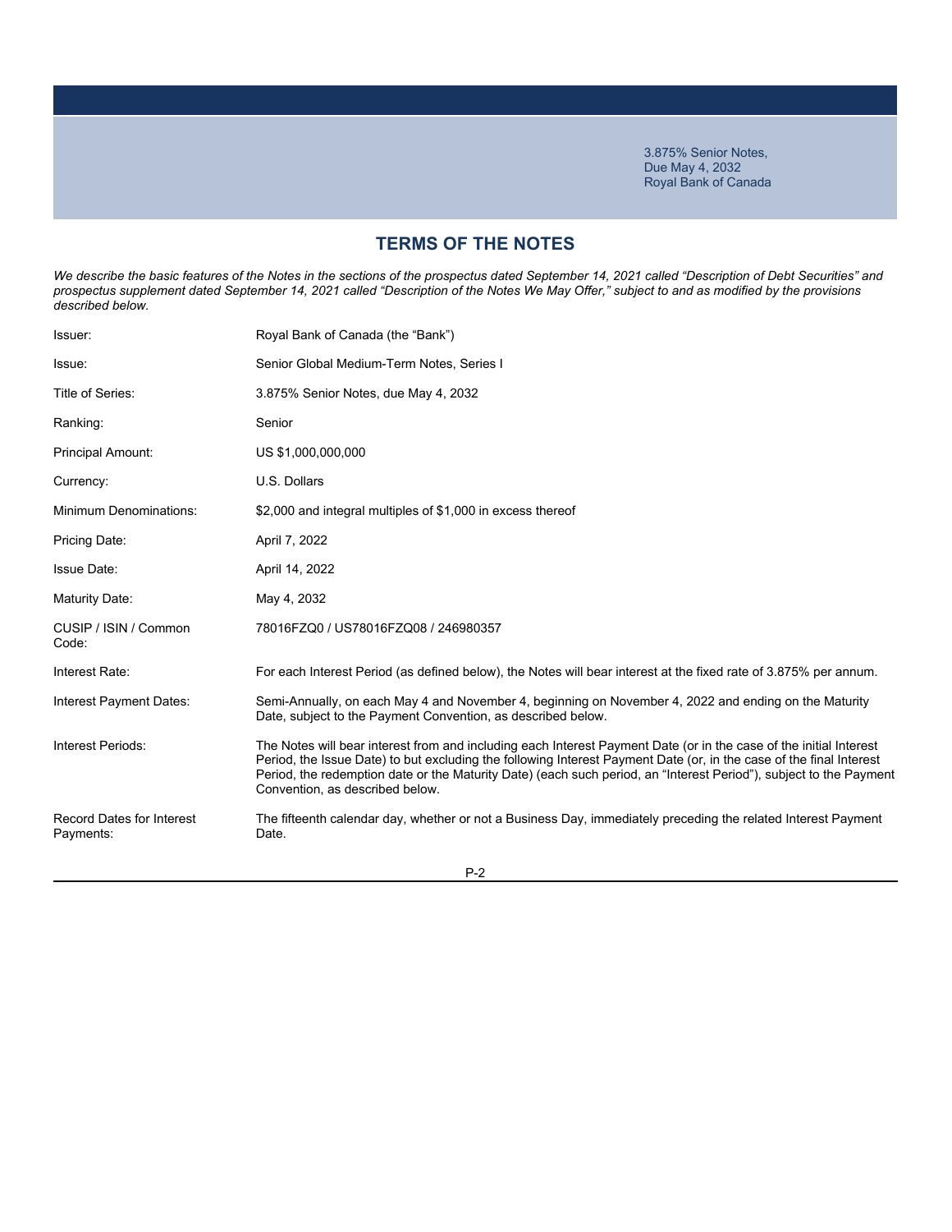3.875% Senior Notes,
Due May 4, 2032
Royal Bank of Canada

## TERMS OF THE NOTES

*We describe the basic features of the Notes in the sections of the prospectus dated September 14, 2021 called "Description of Debt Securities" and prospectus supplement dated September 14, 2021 called "Description of the Notes We May Offer," subject to and as modified by the provisions described below.*

| | |
|---|---|
| Issuer: | Royal Bank of Canada (the "Bank") |
| Issue: | Senior Global Medium-Term Notes, Series I |
| Title of Series: | 3.875% Senior Notes, due May 4, 2032 |
| Ranking: | Senior |
| Principal Amount: | US $1,000,000,000 |
| Currency: | U.S. Dollars |
| Minimum Denominations: | $2,000 and integral multiples of $1,000 in excess thereof |
| Pricing Date: | April 7, 2022 |
| Issue Date: | April 14, 2022 |
| Maturity Date: | May 4, 2032 |
| CUSIP / ISIN / Common Code: | 78016FZQ0 / US78016FZQ08 / 246980357 |
| Interest Rate: | For each Interest Period (as defined below), the Notes will bear interest at the fixed rate of 3.875% per annum. |
| Interest Payment Dates: | Semi-Annually, on each May 4 and November 4, beginning on November 4, 2022 and ending on the Maturity Date, subject to the Payment Convention, as described below. |
| Interest Periods: | The Notes will bear interest from and including each Interest Payment Date (or in the case of the initial Interest Period, the Issue Date) to but excluding the following Interest Payment Date (or, in the case of the final Interest Period, the redemption date or the Maturity Date) (each such period, an "Interest Period"), subject to the Payment Convention, as described below. |
| Record Dates for Interest Payments: | The fifteenth calendar day, whether or not a Business Day, immediately preceding the related Interest Payment Date. |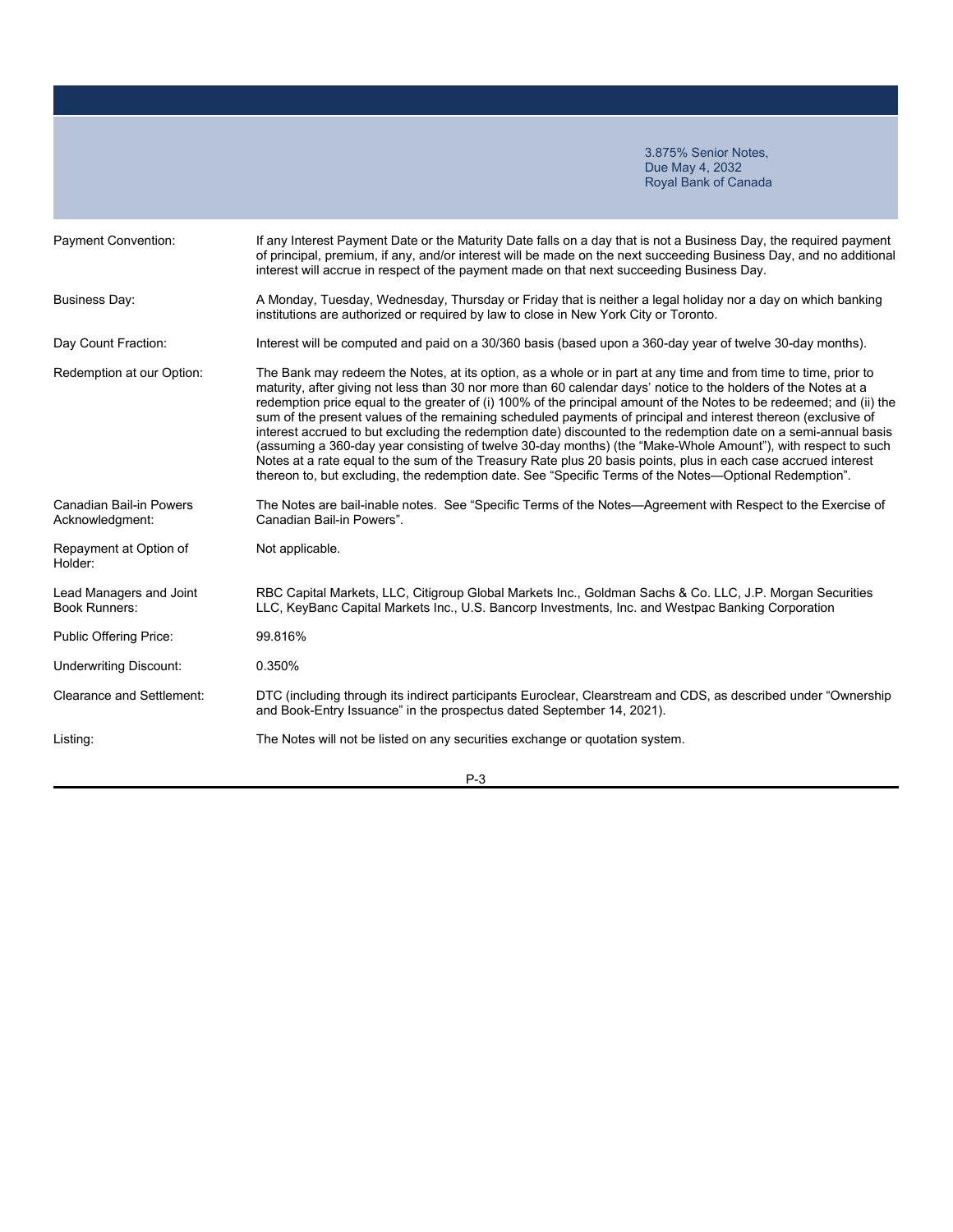| | 3.875% Senior Notes, Due May 4, 2032 Royal Bank of Canada |
|---|---|
| Payment Convention: | If any Interest Payment Date or the Maturity Date falls on a day that is not a Business Day, the required payment of principal, premium, if any, and/or interest will be made on the next succeeding Business Day, and no additional interest will accrue in respect of the payment made on that next succeeding Business Day. |
| Business Day: | A Monday, Tuesday, Wednesday, Thursday or Friday that is neither a legal holiday nor a day on which banking institutions are authorized or required by law to close in New York City or Toronto. |
| Day Count Fraction: | Interest will be computed and paid on a 30/360 basis (based upon a 360-day year of twelve 30-day months). |
| Redemption at our Option: | The Bank may redeem the Notes, at its option, as a whole or in part at any time and from time to time, prior to maturity, after giving not less than 30 nor more than 60 calendar days' notice to the holders of the Notes at a redemption price equal to the greater of (i) 100% of the principal amount of the Notes to be redeemed; and (ii) the sum of the present values of the remaining scheduled payments of principal and interest thereon (exclusive of interest accrued to but excluding the redemption date) discounted to the redemption date on a semi-annual basis (assuming a 360-day year consisting of twelve 30-day months) (the "Make-Whole Amount"), with respect to such Notes at a rate equal to the sum of the Treasury Rate plus 20 basis points, plus in each case accrued interest thereon to, but excluding, the redemption date. See "Specific Terms of the Notes—Optional Redemption". |
| Canadian Bail-in Powers Acknowledgment: | The Notes are bail-inable notes. See "Specific Terms of the Notes—Agreement with Respect to the Exercise of Canadian Bail-in Powers". |
| Repayment at Option of Holder: | Not applicable. |
| Lead Managers and Joint Book Runners: | RBC Capital Markets, LLC, Citigroup Global Markets Inc., Goldman Sachs & Co. LLC, J.P. Morgan Securities LLC, KeyBanc Capital Markets Inc., U.S. Bancorp Investments, Inc. and Westpac Banking Corporation |
| Public Offering Price: | 99.816% |
| Underwriting Discount: | 0.350% |
| Clearance and Settlement: | DTC (including through its indirect participants Euroclear, Clearstream and CDS, as described under "Ownership and Book-Entry Issuance" in the prospectus dated September 14, 2021). |
| Listing: | The Notes will not be listed on any securities exchange or quotation system. |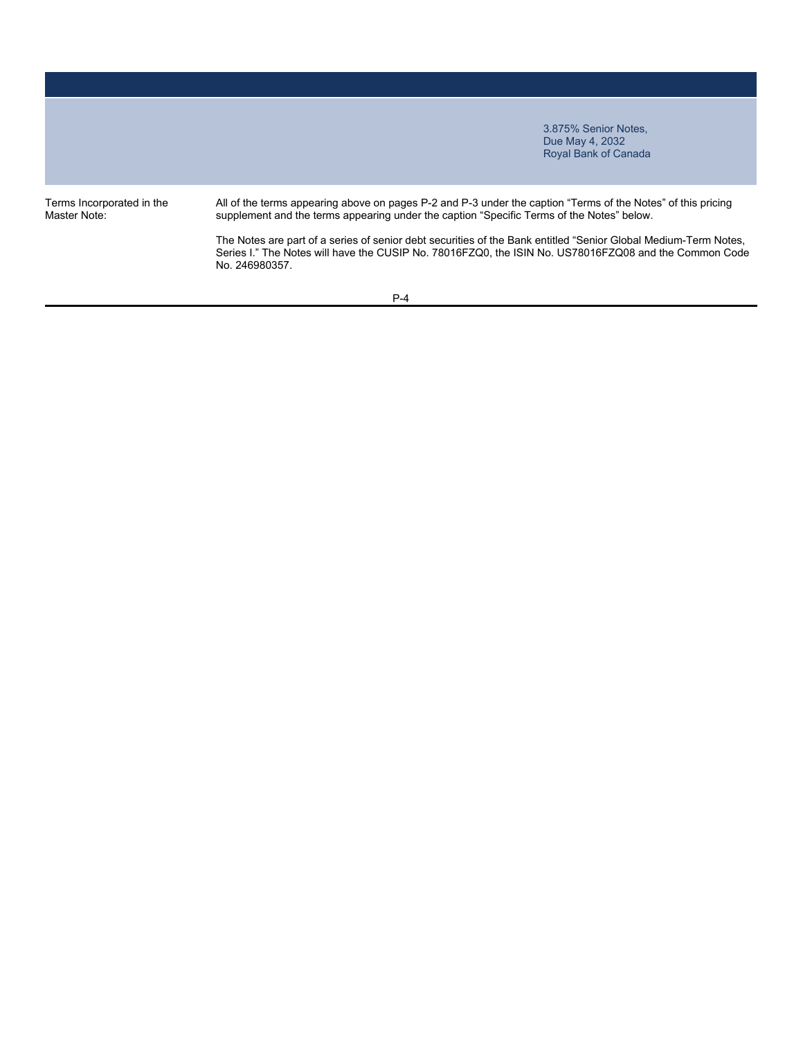| | |
|---|---|
| Terms Incorporated in the Master Note: | All of the terms appearing above on pages P-2 and P-3 under the caption "Terms of the Notes" of this pricing supplement and the terms appearing under the caption "Specific Terms of the Notes" below.<br><br>The Notes are part of a series of senior debt securities of the Bank entitled "Senior Global Medium-Term Notes, Series I." The Notes will have the CUSIP No. 78016FZQ0, the ISIN No. US78016FZQ08 and the Common Code No. 246980357. |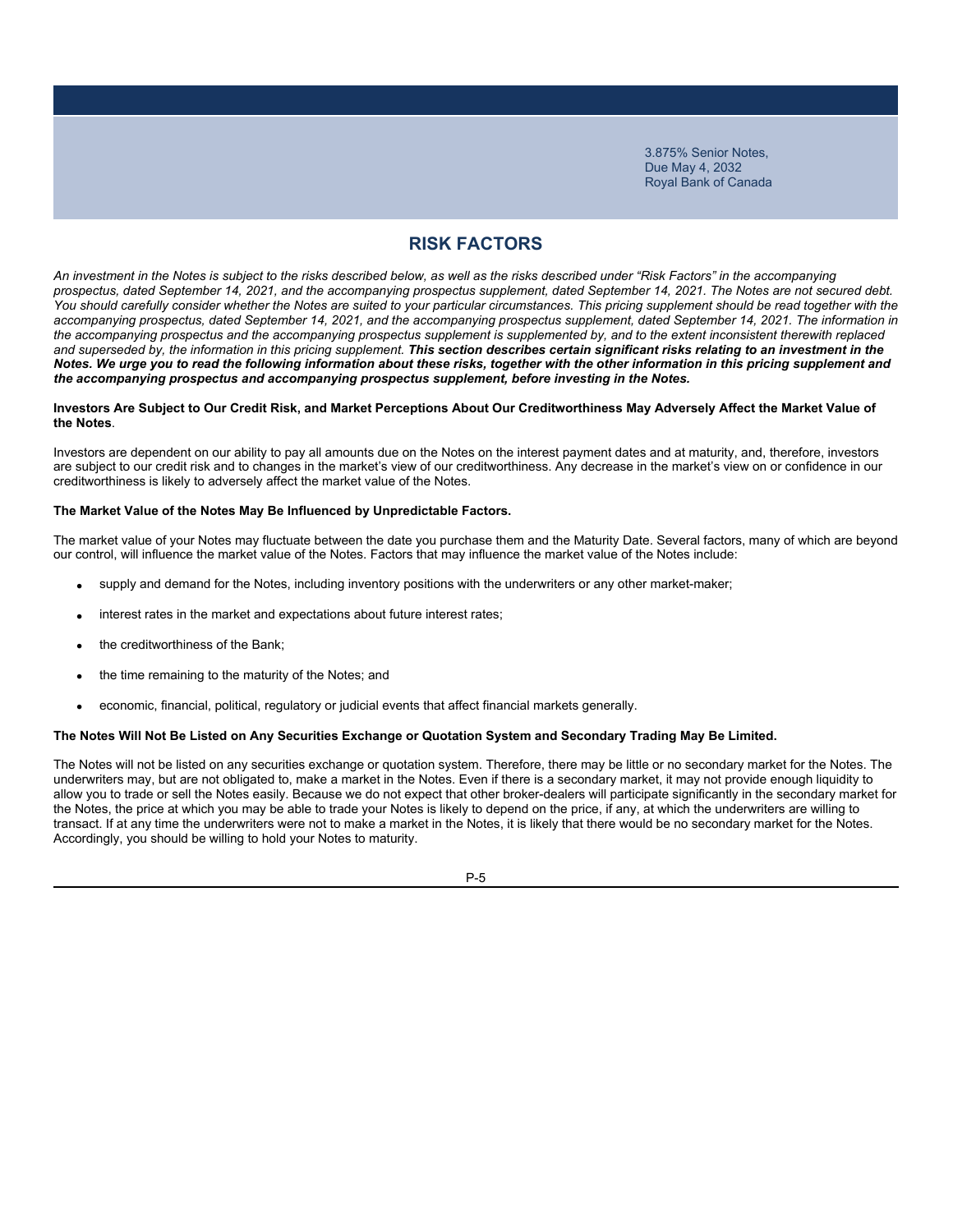## RISK FACTORS

*An investment in the Notes is subject to the risks described below, as well as the risks described under "Risk Factors" in the accompanying prospectus, dated September 14, 2021, and the accompanying prospectus supplement, dated September 14, 2021. The Notes are not secured debt. You should carefully consider whether the Notes are suited to your particular circumstances. This pricing supplement should be read together with the accompanying prospectus, dated September 14, 2021, and the accompanying prospectus supplement, dated September 14, 2021. The information in the accompanying prospectus and the accompanying prospectus supplement is supplemented by, and to the extent inconsistent therewith replaced and superseded by, the information in this pricing supplement.* ***This section describes certain significant risks relating to an investment in the Notes. We urge you to read the following information about these risks, together with the other information in this pricing supplement and the accompanying prospectus and accompanying prospectus supplement, before investing in the Notes.***

**Investors Are Subject to Our Credit Risk, and Market Perceptions About Our Creditworthiness May Adversely Affect the Market Value of the Notes**.

Investors are dependent on our ability to pay all amounts due on the Notes on the interest payment dates and at maturity, and, therefore, investors are subject to our credit risk and to changes in the market's view of our creditworthiness. Any decrease in the market's view on or confidence in our creditworthiness is likely to adversely affect the market value of the Notes.

**The Market Value of the Notes May Be Influenced by Unpredictable Factors.**

The market value of your Notes may fluctuate between the date you purchase them and the Maturity Date. Several factors, many of which are beyond our control, will influence the market value of the Notes. Factors that may influence the market value of the Notes include:

- supply and demand for the Notes, including inventory positions with the underwriters or any other market-maker;
- interest rates in the market and expectations about future interest rates;
- the creditworthiness of the Bank;
- the time remaining to the maturity of the Notes; and
- economic, financial, political, regulatory or judicial events that affect financial markets generally.

**The Notes Will Not Be Listed on Any Securities Exchange or Quotation System and Secondary Trading May Be Limited.**

The Notes will not be listed on any securities exchange or quotation system. Therefore, there may be little or no secondary market for the Notes. The underwriters may, but are not obligated to, make a market in the Notes. Even if there is a secondary market, it may not provide enough liquidity to allow you to trade or sell the Notes easily. Because we do not expect that other broker-dealers will participate significantly in the secondary market for the Notes, the price at which you may be able to trade your Notes is likely to depend on the price, if any, at which the underwriters are willing to transact. If at any time the underwriters were not to make a market in the Notes, it is likely that there would be no secondary market for the Notes. Accordingly, you should be willing to hold your Notes to maturity.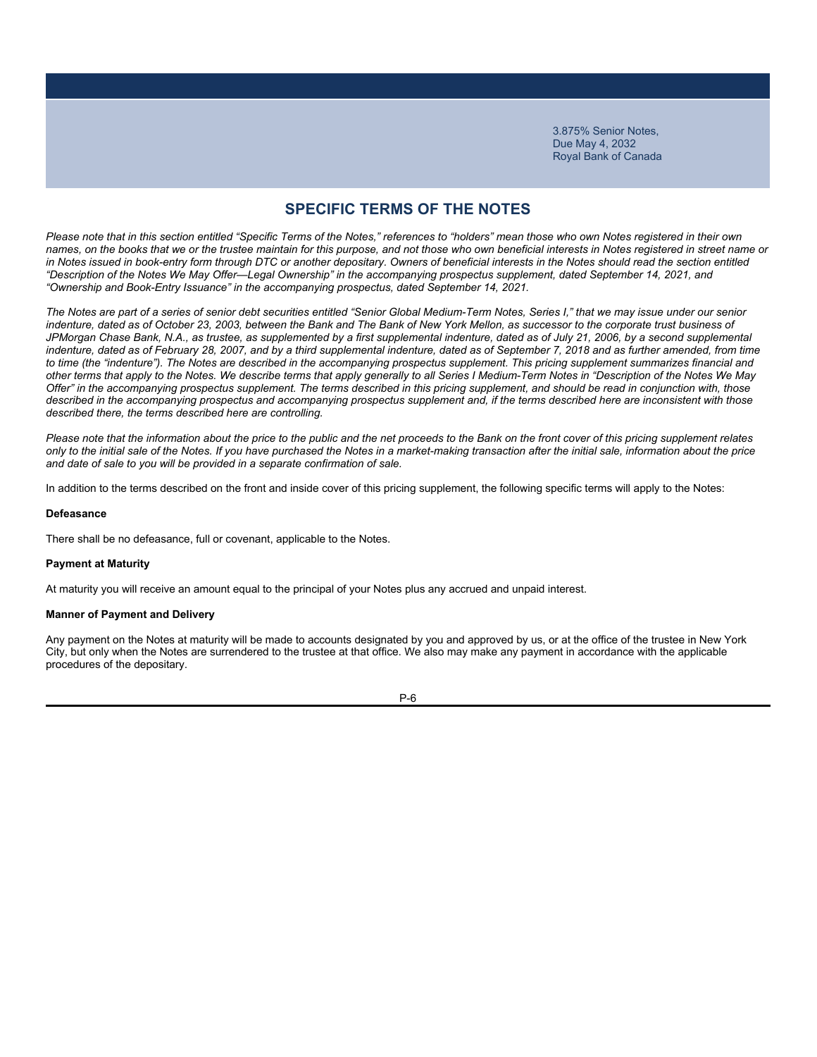## SPECIFIC TERMS OF THE NOTES

*Please note that in this section entitled "Specific Terms of the Notes," references to "holders" mean those who own Notes registered in their own names, on the books that we or the trustee maintain for this purpose, and not those who own beneficial interests in Notes registered in street name or in Notes issued in book-entry form through DTC or another depositary. Owners of beneficial interests in the Notes should read the section entitled "Description of the Notes We May Offer—Legal Ownership" in the accompanying prospectus supplement, dated September 14, 2021, and "Ownership and Book-Entry Issuance" in the accompanying prospectus, dated September 14, 2021.*

*The Notes are part of a series of senior debt securities entitled "Senior Global Medium-Term Notes, Series I," that we may issue under our senior indenture, dated as of October 23, 2003, between the Bank and The Bank of New York Mellon, as successor to the corporate trust business of JPMorgan Chase Bank, N.A., as trustee, as supplemented by a first supplemental indenture, dated as of July 21, 2006, by a second supplemental indenture, dated as of February 28, 2007, and by a third supplemental indenture, dated as of September 7, 2018 and as further amended, from time to time (the "indenture"). The Notes are described in the accompanying prospectus supplement. This pricing supplement summarizes financial and other terms that apply to the Notes. We describe terms that apply generally to all Series I Medium-Term Notes in "Description of the Notes We May Offer" in the accompanying prospectus supplement. The terms described in this pricing supplement, and should be read in conjunction with, those described in the accompanying prospectus and accompanying prospectus supplement and, if the terms described here are inconsistent with those described there, the terms described here are controlling.*

*Please note that the information about the price to the public and the net proceeds to the Bank on the front cover of this pricing supplement relates only to the initial sale of the Notes. If you have purchased the Notes in a market-making transaction after the initial sale, information about the price and date of sale to you will be provided in a separate confirmation of sale.*

In addition to the terms described on the front and inside cover of this pricing supplement, the following specific terms will apply to the Notes:

**Defeasance**

There shall be no defeasance, full or covenant, applicable to the Notes.

**Payment at Maturity**

At maturity you will receive an amount equal to the principal of your Notes plus any accrued and unpaid interest.

**Manner of Payment and Delivery**

Any payment on the Notes at maturity will be made to accounts designated by you and approved by us, or at the office of the trustee in New York City, but only when the Notes are surrendered to the trustee at that office. We also may make any payment in accordance with the applicable procedures of the depositary.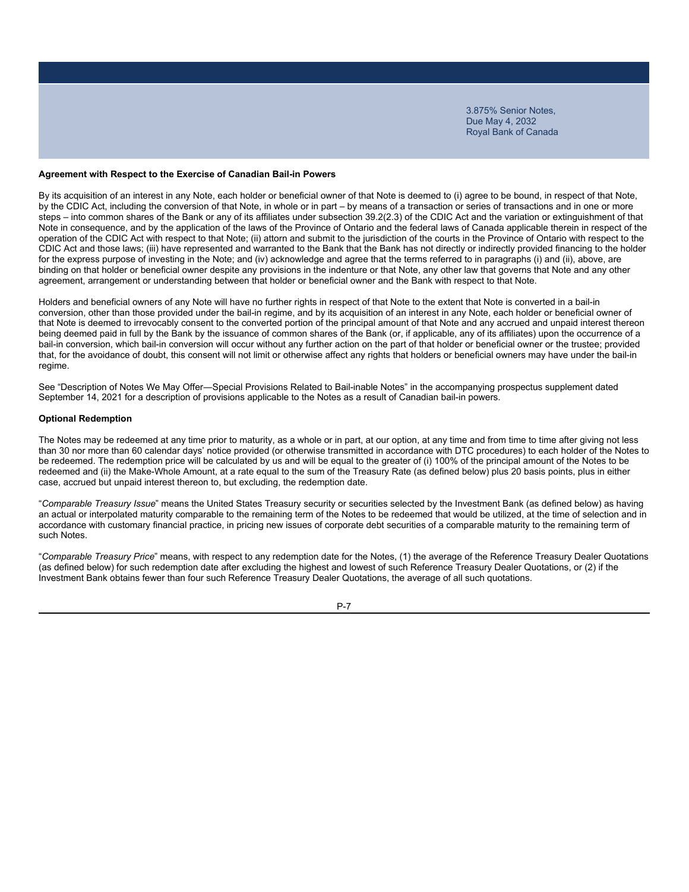**Agreement with Respect to the Exercise of Canadian Bail-in Powers**

By its acquisition of an interest in any Note, each holder or beneficial owner of that Note is deemed to (i) agree to be bound, in respect of that Note, by the CDIC Act, including the conversion of that Note, in whole or in part – by means of a transaction or series of transactions and in one or more steps – into common shares of the Bank or any of its affiliates under subsection 39.2(2.3) of the CDIC Act and the variation or extinguishment of that Note in consequence, and by the application of the laws of the Province of Ontario and the federal laws of Canada applicable therein in respect of the operation of the CDIC Act with respect to that Note; (ii) attorn and submit to the jurisdiction of the courts in the Province of Ontario with respect to the CDIC Act and those laws; (iii) have represented and warranted to the Bank that the Bank has not directly or indirectly provided financing to the holder for the express purpose of investing in the Note; and (iv) acknowledge and agree that the terms referred to in paragraphs (i) and (ii), above, are binding on that holder or beneficial owner despite any provisions in the indenture or that Note, any other law that governs that Note and any other agreement, arrangement or understanding between that holder or beneficial owner and the Bank with respect to that Note.

Holders and beneficial owners of any Note will have no further rights in respect of that Note to the extent that Note is converted in a bail-in conversion, other than those provided under the bail-in regime, and by its acquisition of an interest in any Note, each holder or beneficial owner of that Note is deemed to irrevocably consent to the converted portion of the principal amount of that Note and any accrued and unpaid interest thereon being deemed paid in full by the Bank by the issuance of common shares of the Bank (or, if applicable, any of its affiliates) upon the occurrence of a bail-in conversion, which bail-in conversion will occur without any further action on the part of that holder or beneficial owner or the trustee; provided that, for the avoidance of doubt, this consent will not limit or otherwise affect any rights that holders or beneficial owners may have under the bail-in regime.

See "Description of Notes We May Offer—Special Provisions Related to Bail-inable Notes" in the accompanying prospectus supplement dated September 14, 2021 for a description of provisions applicable to the Notes as a result of Canadian bail-in powers.

**Optional Redemption**

The Notes may be redeemed at any time prior to maturity, as a whole or in part, at our option, at any time and from time to time after giving not less than 30 nor more than 60 calendar days' notice provided (or otherwise transmitted in accordance with DTC procedures) to each holder of the Notes to be redeemed. The redemption price will be calculated by us and will be equal to the greater of (i) 100% of the principal amount of the Notes to be redeemed and (ii) the Make-Whole Amount, at a rate equal to the sum of the Treasury Rate (as defined below) plus 20 basis points, plus in either case, accrued but unpaid interest thereon to, but excluding, the redemption date.

"*Comparable Treasury Issue*" means the United States Treasury security or securities selected by the Investment Bank (as defined below) as having an actual or interpolated maturity comparable to the remaining term of the Notes to be redeemed that would be utilized, at the time of selection and in accordance with customary financial practice, in pricing new issues of corporate debt securities of a comparable maturity to the remaining term of such Notes.

"*Comparable Treasury Price*" means, with respect to any redemption date for the Notes, (1) the average of the Reference Treasury Dealer Quotations (as defined below) for such redemption date after excluding the highest and lowest of such Reference Treasury Dealer Quotations, or (2) if the Investment Bank obtains fewer than four such Reference Treasury Dealer Quotations, the average of all such quotations.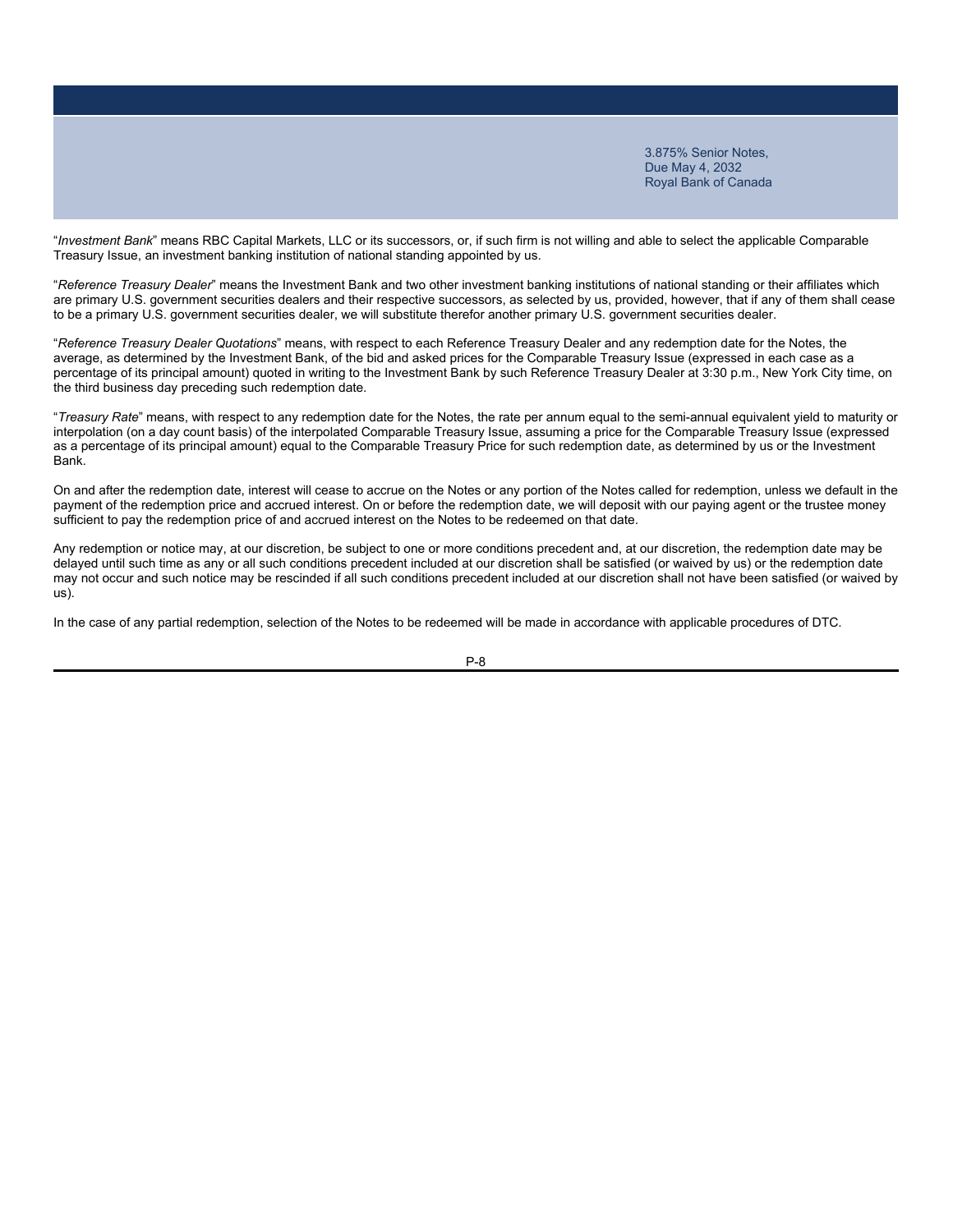"*Investment Bank*" means RBC Capital Markets, LLC or its successors, or, if such firm is not willing and able to select the applicable Comparable Treasury Issue, an investment banking institution of national standing appointed by us.

"*Reference Treasury Dealer*" means the Investment Bank and two other investment banking institutions of national standing or their affiliates which are primary U.S. government securities dealers and their respective successors, as selected by us, provided, however, that if any of them shall cease to be a primary U.S. government securities dealer, we will substitute therefor another primary U.S. government securities dealer.

"*Reference Treasury Dealer Quotations*" means, with respect to each Reference Treasury Dealer and any redemption date for the Notes, the average, as determined by the Investment Bank, of the bid and asked prices for the Comparable Treasury Issue (expressed in each case as a percentage of its principal amount) quoted in writing to the Investment Bank by such Reference Treasury Dealer at 3:30 p.m., New York City time, on the third business day preceding such redemption date.

"*Treasury Rate*" means, with respect to any redemption date for the Notes, the rate per annum equal to the semi-annual equivalent yield to maturity or interpolation (on a day count basis) of the interpolated Comparable Treasury Issue, assuming a price for the Comparable Treasury Issue (expressed as a percentage of its principal amount) equal to the Comparable Treasury Price for such redemption date, as determined by us or the Investment Bank.

On and after the redemption date, interest will cease to accrue on the Notes or any portion of the Notes called for redemption, unless we default in the payment of the redemption price and accrued interest. On or before the redemption date, we will deposit with our paying agent or the trustee money sufficient to pay the redemption price of and accrued interest on the Notes to be redeemed on that date.

Any redemption or notice may, at our discretion, be subject to one or more conditions precedent and, at our discretion, the redemption date may be delayed until such time as any or all such conditions precedent included at our discretion shall be satisfied (or waived by us) or the redemption date may not occur and such notice may be rescinded if all such conditions precedent included at our discretion shall not have been satisfied (or waived by us).

In the case of any partial redemption, selection of the Notes to be redeemed will be made in accordance with applicable procedures of DTC.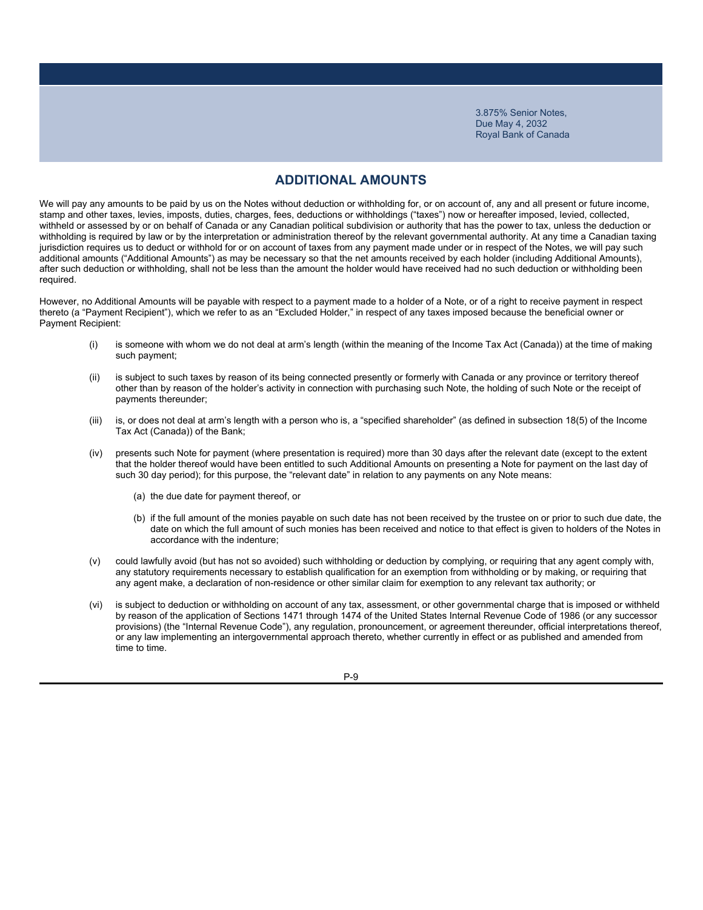## ADDITIONAL AMOUNTS

We will pay any amounts to be paid by us on the Notes without deduction or withholding for, or on account of, any and all present or future income, stamp and other taxes, levies, imposts, duties, charges, fees, deductions or withholdings ("taxes") now or hereafter imposed, levied, collected, withheld or assessed by or on behalf of Canada or any Canadian political subdivision or authority that has the power to tax, unless the deduction or withholding is required by law or by the interpretation or administration thereof by the relevant governmental authority. At any time a Canadian taxing jurisdiction requires us to deduct or withhold for or on account of taxes from any payment made under or in respect of the Notes, we will pay such additional amounts ("Additional Amounts") as may be necessary so that the net amounts received by each holder (including Additional Amounts), after such deduction or withholding, shall not be less than the amount the holder would have received had no such deduction or withholding been required.

However, no Additional Amounts will be payable with respect to a payment made to a holder of a Note, or of a right to receive payment in respect thereto (a "Payment Recipient"), which we refer to as an "Excluded Holder," in respect of any taxes imposed because the beneficial owner or Payment Recipient:

(i) is someone with whom we do not deal at arm's length (within the meaning of the Income Tax Act (Canada)) at the time of making such payment;

(ii) is subject to such taxes by reason of its being connected presently or formerly with Canada or any province or territory thereof other than by reason of the holder's activity in connection with purchasing such Note, the holding of such Note or the receipt of payments thereunder;

(iii) is, or does not deal at arm's length with a person who is, a "specified shareholder" (as defined in subsection 18(5) of the Income Tax Act (Canada)) of the Bank;

(iv) presents such Note for payment (where presentation is required) more than 30 days after the relevant date (except to the extent that the holder thereof would have been entitled to such Additional Amounts on presenting a Note for payment on the last day of such 30 day period); for this purpose, the "relevant date" in relation to any payments on any Note means:

   (a) the due date for payment thereof, or

   (b) if the full amount of the monies payable on such date has not been received by the trustee on or prior to such due date, the date on which the full amount of such monies has been received and notice to that effect is given to holders of the Notes in accordance with the indenture;

(v) could lawfully avoid (but has not so avoided) such withholding or deduction by complying, or requiring that any agent comply with, any statutory requirements necessary to establish qualification for an exemption from withholding or by making, or requiring that any agent make, a declaration of non-residence or other similar claim for exemption to any relevant tax authority; or

(vi) is subject to deduction or withholding on account of any tax, assessment, or other governmental charge that is imposed or withheld by reason of the application of Sections 1471 through 1474 of the United States Internal Revenue Code of 1986 (or any successor provisions) (the "Internal Revenue Code"), any regulation, pronouncement, or agreement thereunder, official interpretations thereof, or any law implementing an intergovernmental approach thereto, whether currently in effect or as published and amended from time to time.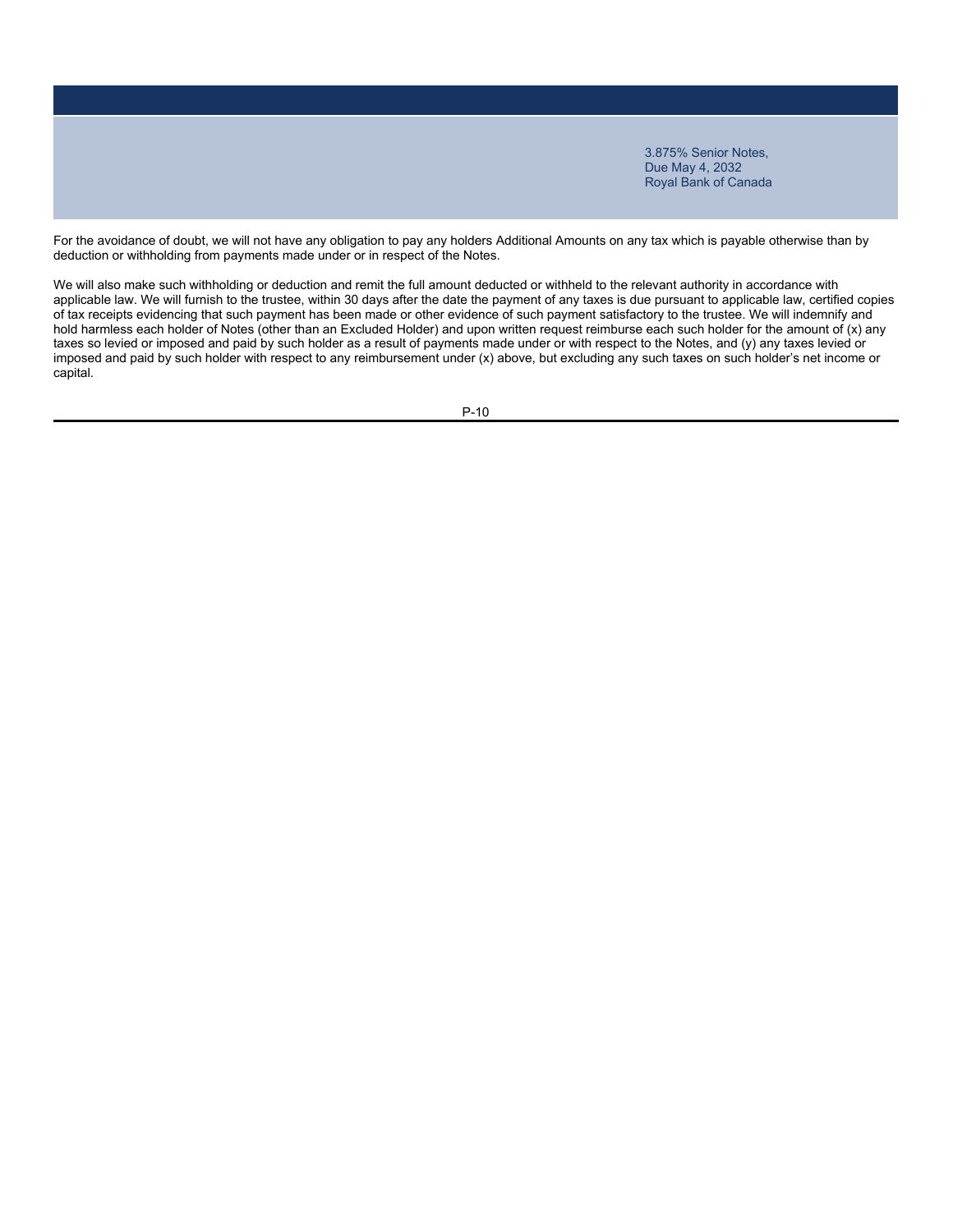For the avoidance of doubt, we will not have any obligation to pay any holders Additional Amounts on any tax which is payable otherwise than by deduction or withholding from payments made under or in respect of the Notes.

We will also make such withholding or deduction and remit the full amount deducted or withheld to the relevant authority in accordance with applicable law. We will furnish to the trustee, within 30 days after the date the payment of any taxes is due pursuant to applicable law, certified copies of tax receipts evidencing that such payment has been made or other evidence of such payment satisfactory to the trustee. We will indemnify and hold harmless each holder of Notes (other than an Excluded Holder) and upon written request reimburse each such holder for the amount of (x) any taxes so levied or imposed and paid by such holder as a result of payments made under or with respect to the Notes, and (y) any taxes levied or imposed and paid by such holder with respect to any reimbursement under (x) above, but excluding any such taxes on such holder's net income or capital.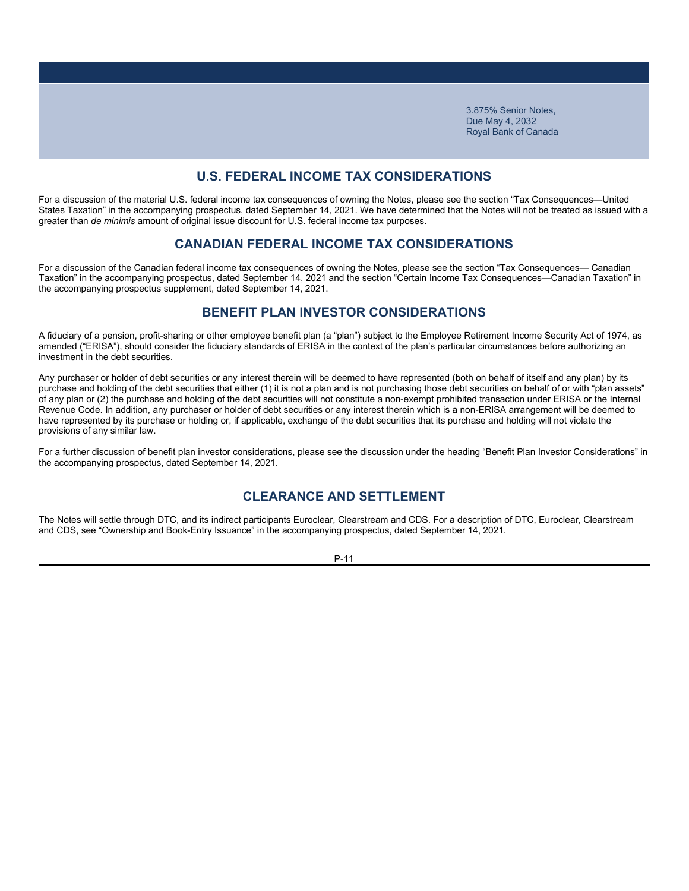## U.S. FEDERAL INCOME TAX CONSIDERATIONS

For a discussion of the material U.S. federal income tax consequences of owning the Notes, please see the section "Tax Consequences—United States Taxation" in the accompanying prospectus, dated September 14, 2021. We have determined that the Notes will not be treated as issued with a greater than *de minimis* amount of original issue discount for U.S. federal income tax purposes.

## CANADIAN FEDERAL INCOME TAX CONSIDERATIONS

For a discussion of the Canadian federal income tax consequences of owning the Notes, please see the section "Tax Consequences— Canadian Taxation" in the accompanying prospectus, dated September 14, 2021 and the section "Certain Income Tax Consequences—Canadian Taxation" in the accompanying prospectus supplement, dated September 14, 2021.

## BENEFIT PLAN INVESTOR CONSIDERATIONS

A fiduciary of a pension, profit-sharing or other employee benefit plan (a "plan") subject to the Employee Retirement Income Security Act of 1974, as amended ("ERISA"), should consider the fiduciary standards of ERISA in the context of the plan's particular circumstances before authorizing an investment in the debt securities.

Any purchaser or holder of debt securities or any interest therein will be deemed to have represented (both on behalf of itself and any plan) by its purchase and holding of the debt securities that either (1) it is not a plan and is not purchasing those debt securities on behalf of or with "plan assets" of any plan or (2) the purchase and holding of the debt securities will not constitute a non-exempt prohibited transaction under ERISA or the Internal Revenue Code. In addition, any purchaser or holder of debt securities or any interest therein which is a non-ERISA arrangement will be deemed to have represented by its purchase or holding or, if applicable, exchange of the debt securities that its purchase and holding will not violate the provisions of any similar law.

For a further discussion of benefit plan investor considerations, please see the discussion under the heading "Benefit Plan Investor Considerations" in the accompanying prospectus, dated September 14, 2021.

## CLEARANCE AND SETTLEMENT

The Notes will settle through DTC, and its indirect participants Euroclear, Clearstream and CDS. For a description of DTC, Euroclear, Clearstream and CDS, see "Ownership and Book-Entry Issuance" in the accompanying prospectus, dated September 14, 2021.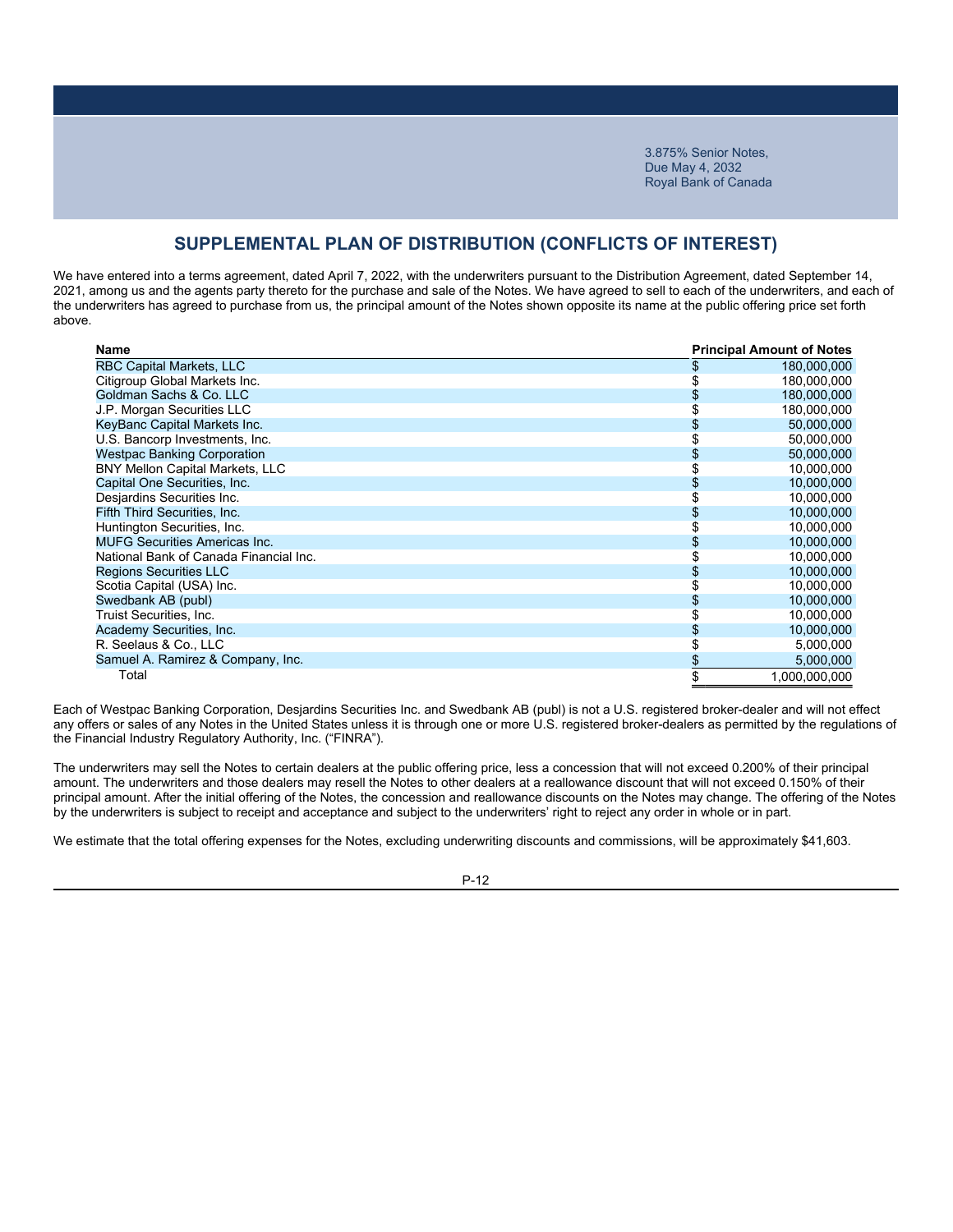3.875% Senior Notes,
Due May 4, 2032
Royal Bank of Canada

## SUPPLEMENTAL PLAN OF DISTRIBUTION (CONFLICTS OF INTEREST)

We have entered into a terms agreement, dated April 7, 2022, with the underwriters pursuant to the Distribution Agreement, dated September 14, 2021, among us and the agents party thereto for the purchase and sale of the Notes. We have agreed to sell to each of the underwriters, and each of the underwriters has agreed to purchase from us, the principal amount of the Notes shown opposite its name at the public offering price set forth above.

| Name | Principal Amount of Notes |
|---|---|
| RBC Capital Markets, LLC | $ 180,000,000 |
| Citigroup Global Markets Inc. | $ 180,000,000 |
| Goldman Sachs & Co. LLC | $ 180,000,000 |
| J.P. Morgan Securities LLC | $ 180,000,000 |
| KeyBanc Capital Markets Inc. | $ 50,000,000 |
| U.S. Bancorp Investments, Inc. | $ 50,000,000 |
| Westpac Banking Corporation | $ 50,000,000 |
| BNY Mellon Capital Markets, LLC | $ 10,000,000 |
| Capital One Securities, Inc. | $ 10,000,000 |
| Desjardins Securities Inc. | $ 10,000,000 |
| Fifth Third Securities, Inc. | $ 10,000,000 |
| Huntington Securities, Inc. | $ 10,000,000 |
| MUFG Securities Americas Inc. | $ 10,000,000 |
| National Bank of Canada Financial Inc. | $ 10,000,000 |
| Regions Securities LLC | $ 10,000,000 |
| Scotia Capital (USA) Inc. | $ 10,000,000 |
| Swedbank AB (publ) | $ 10,000,000 |
| Truist Securities, Inc. | $ 10,000,000 |
| Academy Securities, Inc. | $ 10,000,000 |
| R. Seelaus & Co., LLC | $ 5,000,000 |
| Samuel A. Ramirez & Company, Inc. | $ 5,000,000 |
| Total | $ 1,000,000,000 |

Each of Westpac Banking Corporation, Desjardins Securities Inc. and Swedbank AB (publ) is not a U.S. registered broker-dealer and will not effect any offers or sales of any Notes in the United States unless it is through one or more U.S. registered broker-dealers as permitted by the regulations of the Financial Industry Regulatory Authority, Inc. ("FINRA").

The underwriters may sell the Notes to certain dealers at the public offering price, less a concession that will not exceed 0.200% of their principal amount. The underwriters and those dealers may resell the Notes to other dealers at a reallowance discount that will not exceed 0.150% of their principal amount. After the initial offering of the Notes, the concession and reallowance discounts on the Notes may change. The offering of the Notes by the underwriters is subject to receipt and acceptance and subject to the underwriters' right to reject any order in whole or in part.

We estimate that the total offering expenses for the Notes, excluding underwriting discounts and commissions, will be approximately $41,603.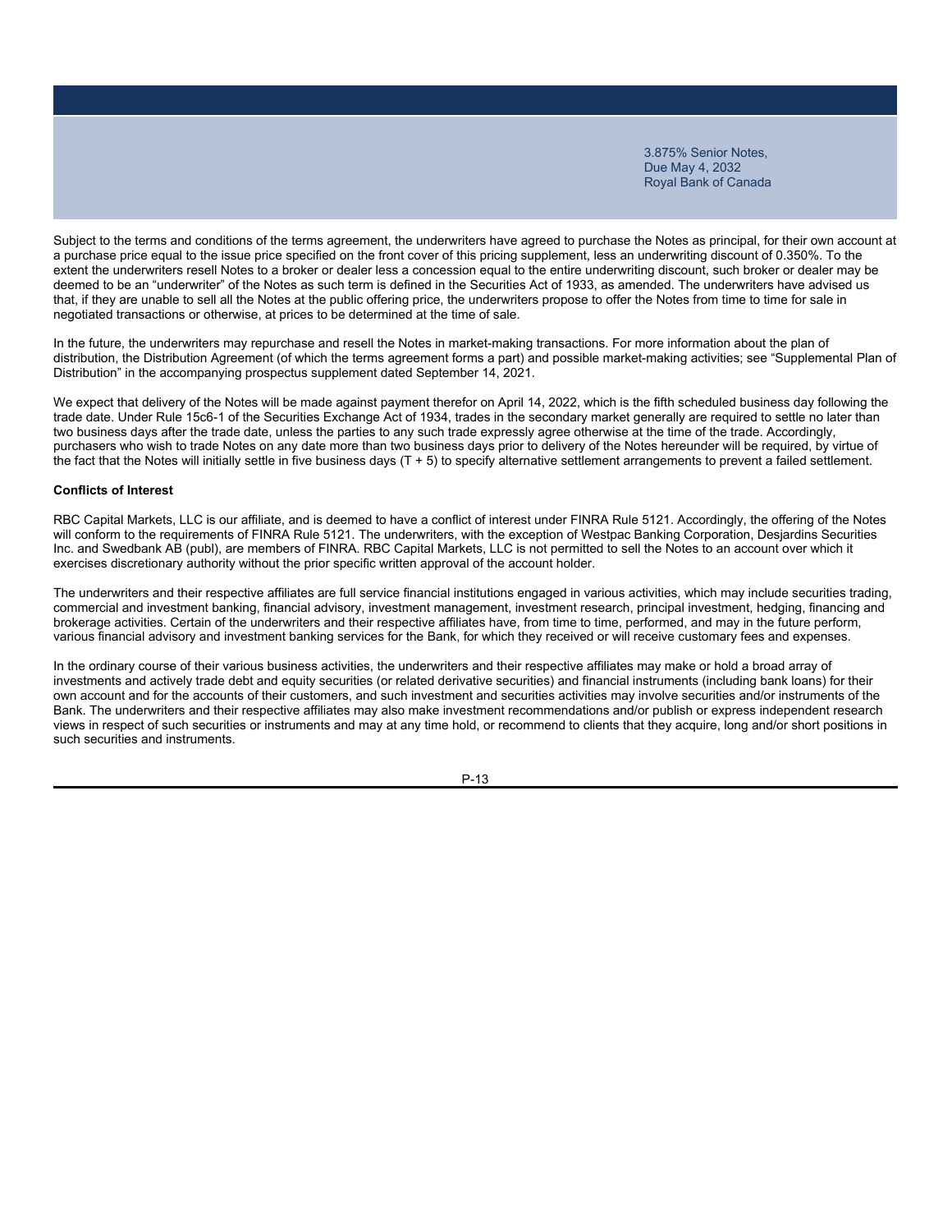Subject to the terms and conditions of the terms agreement, the underwriters have agreed to purchase the Notes as principal, for their own account at a purchase price equal to the issue price specified on the front cover of this pricing supplement, less an underwriting discount of 0.350%. To the extent the underwriters resell Notes to a broker or dealer less a concession equal to the entire underwriting discount, such broker or dealer may be deemed to be an "underwriter" of the Notes as such term is defined in the Securities Act of 1933, as amended. The underwriters have advised us that, if they are unable to sell all the Notes at the public offering price, the underwriters propose to offer the Notes from time to time for sale in negotiated transactions or otherwise, at prices to be determined at the time of sale.

In the future, the underwriters may repurchase and resell the Notes in market-making transactions. For more information about the plan of distribution, the Distribution Agreement (of which the terms agreement forms a part) and possible market-making activities; see "Supplemental Plan of Distribution" in the accompanying prospectus supplement dated September 14, 2021.

We expect that delivery of the Notes will be made against payment therefor on April 14, 2022, which is the fifth scheduled business day following the trade date. Under Rule 15c6-1 of the Securities Exchange Act of 1934, trades in the secondary market generally are required to settle no later than two business days after the trade date, unless the parties to any such trade expressly agree otherwise at the time of the trade. Accordingly, purchasers who wish to trade Notes on any date more than two business days prior to delivery of the Notes hereunder will be required, by virtue of the fact that the Notes will initially settle in five business days (T + 5) to specify alternative settlement arrangements to prevent a failed settlement.

**Conflicts of Interest**

RBC Capital Markets, LLC is our affiliate, and is deemed to have a conflict of interest under FINRA Rule 5121. Accordingly, the offering of the Notes will conform to the requirements of FINRA Rule 5121. The underwriters, with the exception of Westpac Banking Corporation, Desjardins Securities Inc. and Swedbank AB (publ), are members of FINRA. RBC Capital Markets, LLC is not permitted to sell the Notes to an account over which it exercises discretionary authority without the prior specific written approval of the account holder.

The underwriters and their respective affiliates are full service financial institutions engaged in various activities, which may include securities trading, commercial and investment banking, financial advisory, investment management, investment research, principal investment, hedging, financing and brokerage activities. Certain of the underwriters and their respective affiliates have, from time to time, performed, and may in the future perform, various financial advisory and investment banking services for the Bank, for which they received or will receive customary fees and expenses.

In the ordinary course of their various business activities, the underwriters and their respective affiliates may make or hold a broad array of investments and actively trade debt and equity securities (or related derivative securities) and financial instruments (including bank loans) for their own account and for the accounts of their customers, and such investment and securities activities may involve securities and/or instruments of the Bank. The underwriters and their respective affiliates may also make investment recommendations and/or publish or express independent research views in respect of such securities or instruments and may at any time hold, or recommend to clients that they acquire, long and/or short positions in such securities and instruments.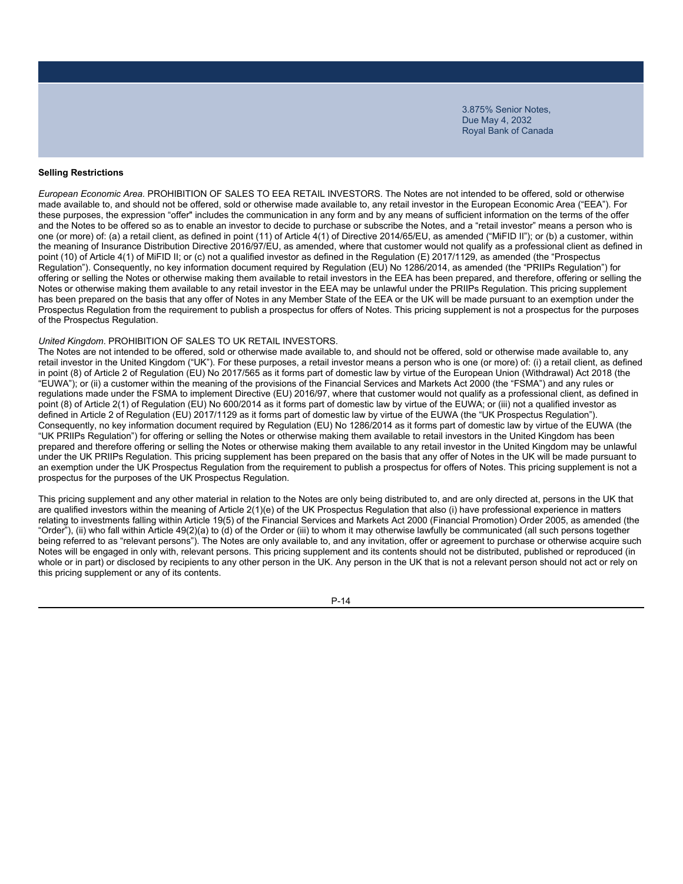## Selling Restrictions

*European Economic Area.* PROHIBITION OF SALES TO EEA RETAIL INVESTORS. The Notes are not intended to be offered, sold or otherwise made available to, and should not be offered, sold or otherwise made available to, any retail investor in the European Economic Area ("EEA"). For these purposes, the expression "offer" includes the communication in any form and by any means of sufficient information on the terms of the offer and the Notes to be offered so as to enable an investor to decide to purchase or subscribe the Notes, and a "retail investor" means a person who is one (or more) of: (a) a retail client, as defined in point (11) of Article 4(1) of Directive 2014/65/EU, as amended ("MiFID II"); or (b) a customer, within the meaning of Insurance Distribution Directive 2016/97/EU, as amended, where that customer would not qualify as a professional client as defined in point (10) of Article 4(1) of MiFID II; or (c) not a qualified investor as defined in the Regulation (E) 2017/1129, as amended (the "Prospectus Regulation"). Consequently, no key information document required by Regulation (EU) No 1286/2014, as amended (the "PRIIPs Regulation") for offering or selling the Notes or otherwise making them available to retail investors in the EEA has been prepared, and therefore, offering or selling the Notes or otherwise making them available to any retail investor in the EEA may be unlawful under the PRIIPs Regulation. This pricing supplement has been prepared on the basis that any offer of Notes in any Member State of the EEA or the UK will be made pursuant to an exemption under the Prospectus Regulation from the requirement to publish a prospectus for offers of Notes. This pricing supplement is not a prospectus for the purposes of the Prospectus Regulation.

*United Kingdom*. PROHIBITION OF SALES TO UK RETAIL INVESTORS.
The Notes are not intended to be offered, sold or otherwise made available to, and should not be offered, sold or otherwise made available to, any retail investor in the United Kingdom ("UK"). For these purposes, a retail investor means a person who is one (or more) of: (i) a retail client, as defined in point (8) of Article 2 of Regulation (EU) No 2017/565 as it forms part of domestic law by virtue of the European Union (Withdrawal) Act 2018 (the "EUWA"); or (ii) a customer within the meaning of the provisions of the Financial Services and Markets Act 2000 (the "FSMA") and any rules or regulations made under the FSMA to implement Directive (EU) 2016/97, where that customer would not qualify as a professional client, as defined in point (8) of Article 2(1) of Regulation (EU) No 600/2014 as it forms part of domestic law by virtue of the EUWA; or (iii) not a qualified investor as defined in Article 2 of Regulation (EU) 2017/1129 as it forms part of domestic law by virtue of the EUWA (the "UK Prospectus Regulation"). Consequently, no key information document required by Regulation (EU) No 1286/2014 as it forms part of domestic law by virtue of the EUWA (the "UK PRIIPs Regulation") for offering or selling the Notes or otherwise making them available to retail investors in the United Kingdom has been prepared and therefore offering or selling the Notes or otherwise making them available to any retail investor in the United Kingdom may be unlawful under the UK PRIIPs Regulation. This pricing supplement has been prepared on the basis that any offer of Notes in the UK will be made pursuant to an exemption under the UK Prospectus Regulation from the requirement to publish a prospectus for offers of Notes. This pricing supplement is not a prospectus for the purposes of the UK Prospectus Regulation.

This pricing supplement and any other material in relation to the Notes are only being distributed to, and are only directed at, persons in the UK that are qualified investors within the meaning of Article 2(1)(e) of the UK Prospectus Regulation that also (i) have professional experience in matters relating to investments falling within Article 19(5) of the Financial Services and Markets Act 2000 (Financial Promotion) Order 2005, as amended (the "Order"), (ii) who fall within Article 49(2)(a) to (d) of the Order or (iii) to whom it may otherwise lawfully be communicated (all such persons together being referred to as "relevant persons"). The Notes are only available to, and any invitation, offer or agreement to purchase or otherwise acquire such Notes will be engaged in only with, relevant persons. This pricing supplement and its contents should not be distributed, published or reproduced (in whole or in part) or disclosed by recipients to any other person in the UK. Any person in the UK that is not a relevant person should not act or rely on this pricing supplement or any of its contents.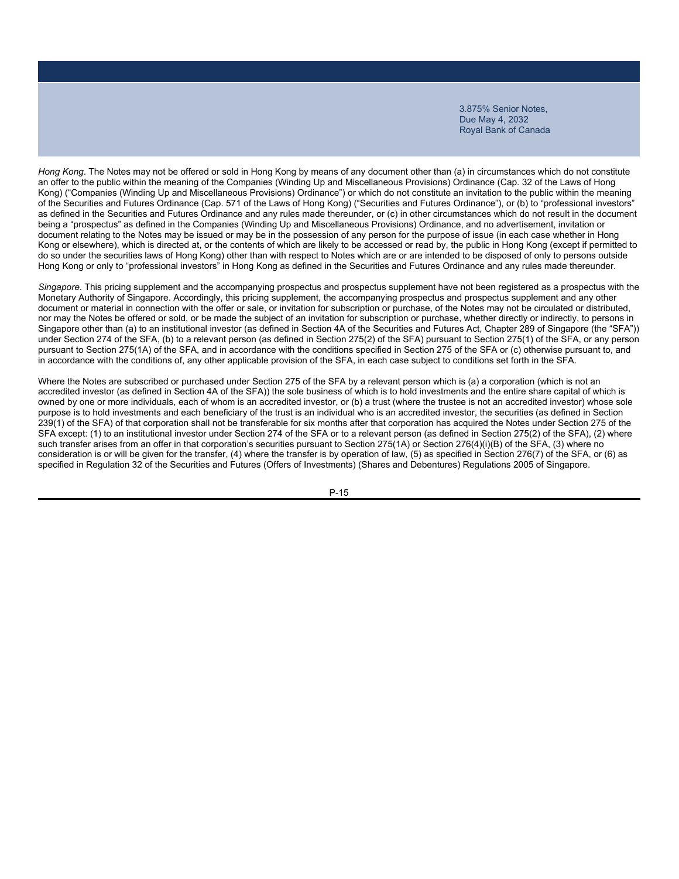*Hong Kong*. The Notes may not be offered or sold in Hong Kong by means of any document other than (a) in circumstances which do not constitute an offer to the public within the meaning of the Companies (Winding Up and Miscellaneous Provisions) Ordinance (Cap. 32 of the Laws of Hong Kong) ("Companies (Winding Up and Miscellaneous Provisions) Ordinance") or which do not constitute an invitation to the public within the meaning of the Securities and Futures Ordinance (Cap. 571 of the Laws of Hong Kong) ("Securities and Futures Ordinance"), or (b) to "professional investors" as defined in the Securities and Futures Ordinance and any rules made thereunder, or (c) in other circumstances which do not result in the document being a "prospectus" as defined in the Companies (Winding Up and Miscellaneous Provisions) Ordinance, and no advertisement, invitation or document relating to the Notes may be issued or may be in the possession of any person for the purpose of issue (in each case whether in Hong Kong or elsewhere), which is directed at, or the contents of which are likely to be accessed or read by, the public in Hong Kong (except if permitted to do so under the securities laws of Hong Kong) other than with respect to Notes which are or are intended to be disposed of only to persons outside Hong Kong or only to "professional investors" in Hong Kong as defined in the Securities and Futures Ordinance and any rules made thereunder.

*Singapore*. This pricing supplement and the accompanying prospectus and prospectus supplement have not been registered as a prospectus with the Monetary Authority of Singapore. Accordingly, this pricing supplement, the accompanying prospectus and prospectus supplement and any other document or material in connection with the offer or sale, or invitation for subscription or purchase, of the Notes may not be circulated or distributed, nor may the Notes be offered or sold, or be made the subject of an invitation for subscription or purchase, whether directly or indirectly, to persons in Singapore other than (a) to an institutional investor (as defined in Section 4A of the Securities and Futures Act, Chapter 289 of Singapore (the "SFA")) under Section 274 of the SFA, (b) to a relevant person (as defined in Section 275(2) of the SFA) pursuant to Section 275(1) of the SFA, or any person pursuant to Section 275(1A) of the SFA, and in accordance with the conditions specified in Section 275 of the SFA or (c) otherwise pursuant to, and in accordance with the conditions of, any other applicable provision of the SFA, in each case subject to conditions set forth in the SFA.

Where the Notes are subscribed or purchased under Section 275 of the SFA by a relevant person which is (a) a corporation (which is not an accredited investor (as defined in Section 4A of the SFA)) the sole business of which is to hold investments and the entire share capital of which is owned by one or more individuals, each of whom is an accredited investor, or (b) a trust (where the trustee is not an accredited investor) whose sole purpose is to hold investments and each beneficiary of the trust is an individual who is an accredited investor, the securities (as defined in Section 239(1) of the SFA) of that corporation shall not be transferable for six months after that corporation has acquired the Notes under Section 275 of the SFA except: (1) to an institutional investor under Section 274 of the SFA or to a relevant person (as defined in Section 275(2) of the SFA), (2) where such transfer arises from an offer in that corporation's securities pursuant to Section 275(1A) or Section 276(4)(i)(B) of the SFA, (3) where no consideration is or will be given for the transfer, (4) where the transfer is by operation of law, (5) as specified in Section 276(7) of the SFA, or (6) as specified in Regulation 32 of the Securities and Futures (Offers of Investments) (Shares and Debentures) Regulations 2005 of Singapore.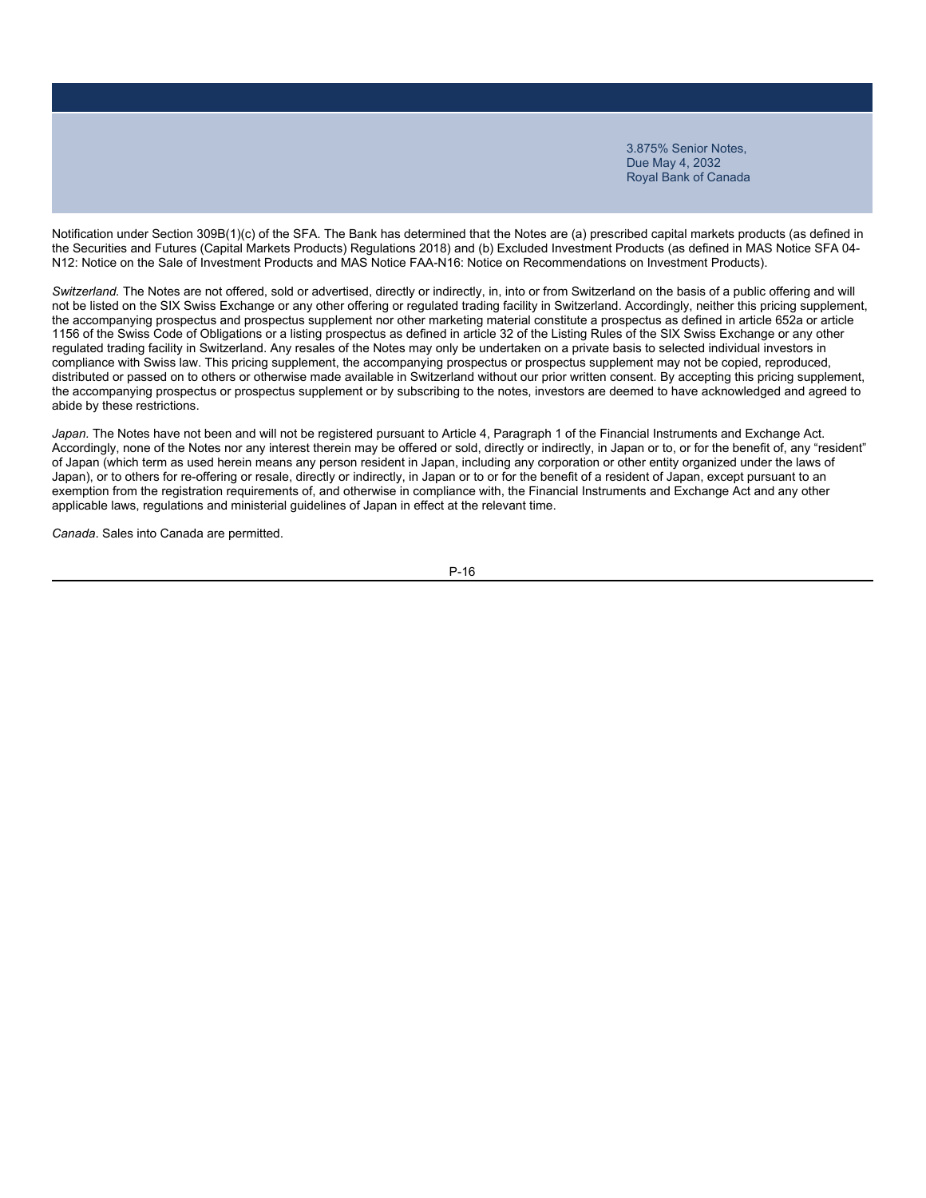Notification under Section 309B(1)(c) of the SFA. The Bank has determined that the Notes are (a) prescribed capital markets products (as defined in the Securities and Futures (Capital Markets Products) Regulations 2018) and (b) Excluded Investment Products (as defined in MAS Notice SFA 04-N12: Notice on the Sale of Investment Products and MAS Notice FAA-N16: Notice on Recommendations on Investment Products).

*Switzerland.* The Notes are not offered, sold or advertised, directly or indirectly, in, into or from Switzerland on the basis of a public offering and will not be listed on the SIX Swiss Exchange or any other offering or regulated trading facility in Switzerland. Accordingly, neither this pricing supplement, the accompanying prospectus and prospectus supplement nor other marketing material constitute a prospectus as defined in article 652a or article 1156 of the Swiss Code of Obligations or a listing prospectus as defined in article 32 of the Listing Rules of the SIX Swiss Exchange or any other regulated trading facility in Switzerland. Any resales of the Notes may only be undertaken on a private basis to selected individual investors in compliance with Swiss law. This pricing supplement, the accompanying prospectus or prospectus supplement may not be copied, reproduced, distributed or passed on to others or otherwise made available in Switzerland without our prior written consent. By accepting this pricing supplement, the accompanying prospectus or prospectus supplement or by subscribing to the notes, investors are deemed to have acknowledged and agreed to abide by these restrictions.

*Japan.* The Notes have not been and will not be registered pursuant to Article 4, Paragraph 1 of the Financial Instruments and Exchange Act. Accordingly, none of the Notes nor any interest therein may be offered or sold, directly or indirectly, in Japan or to, or for the benefit of, any "resident" of Japan (which term as used herein means any person resident in Japan, including any corporation or other entity organized under the laws of Japan), or to others for re-offering or resale, directly or indirectly, in Japan or to or for the benefit of a resident of Japan, except pursuant to an exemption from the registration requirements of, and otherwise in compliance with, the Financial Instruments and Exchange Act and any other applicable laws, regulations and ministerial guidelines of Japan in effect at the relevant time.

*Canada*. Sales into Canada are permitted.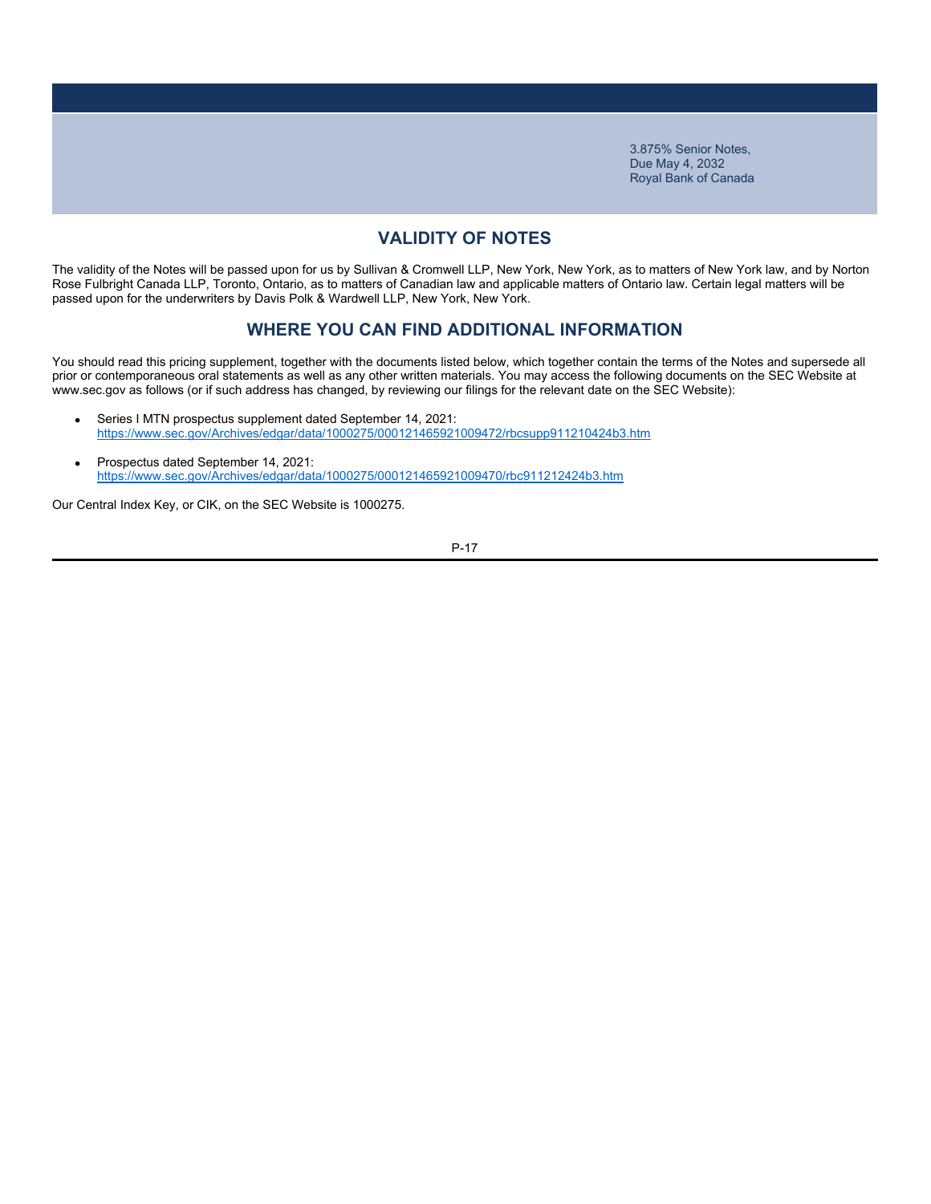## VALIDITY OF NOTES

The validity of the Notes will be passed upon for us by Sullivan & Cromwell LLP, New York, New York, as to matters of New York law, and by Norton Rose Fulbright Canada LLP, Toronto, Ontario, as to matters of Canadian law and applicable matters of Ontario law. Certain legal matters will be passed upon for the underwriters by Davis Polk & Wardwell LLP, New York, New York.

## WHERE YOU CAN FIND ADDITIONAL INFORMATION

You should read this pricing supplement, together with the documents listed below, which together contain the terms of the Notes and supersede all prior or contemporaneous oral statements as well as any other written materials. You may access the following documents on the SEC Website at www.sec.gov as follows (or if such address has changed, by reviewing our filings for the relevant date on the SEC Website):

- Series I MTN prospectus supplement dated September 14, 2021:
  https://www.sec.gov/Archives/edgar/data/1000275/000121465921009472/rbcsupp911210424b3.htm
- Prospectus dated September 14, 2021:
  https://www.sec.gov/Archives/edgar/data/1000275/000121465921009470/rbc911212424b3.htm

Our Central Index Key, or CIK, on the SEC Website is 1000275.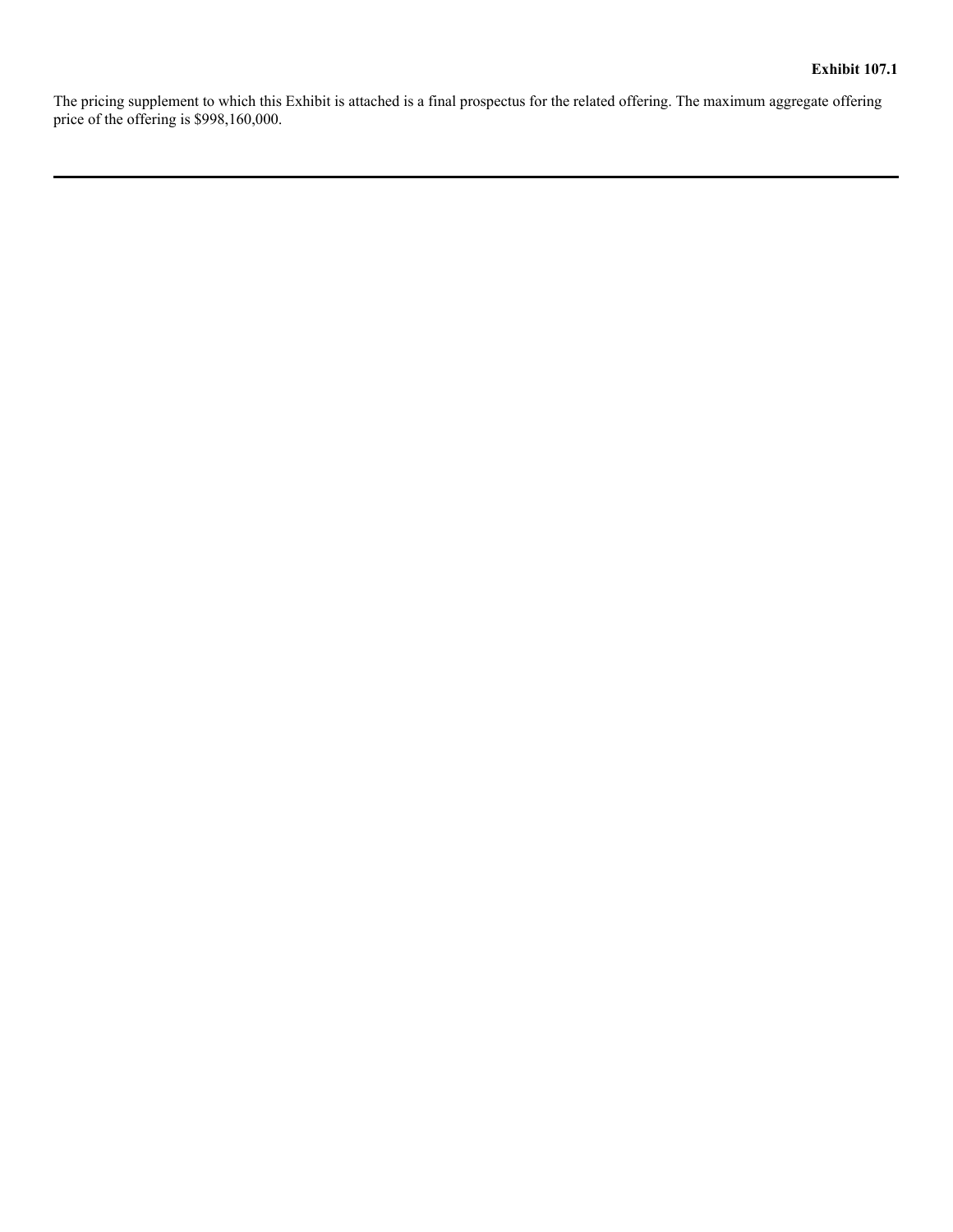**Exhibit 107.1**

The pricing supplement to which this Exhibit is attached is a final prospectus for the related offering. The maximum aggregate offering price of the offering is $998,160,000.

---